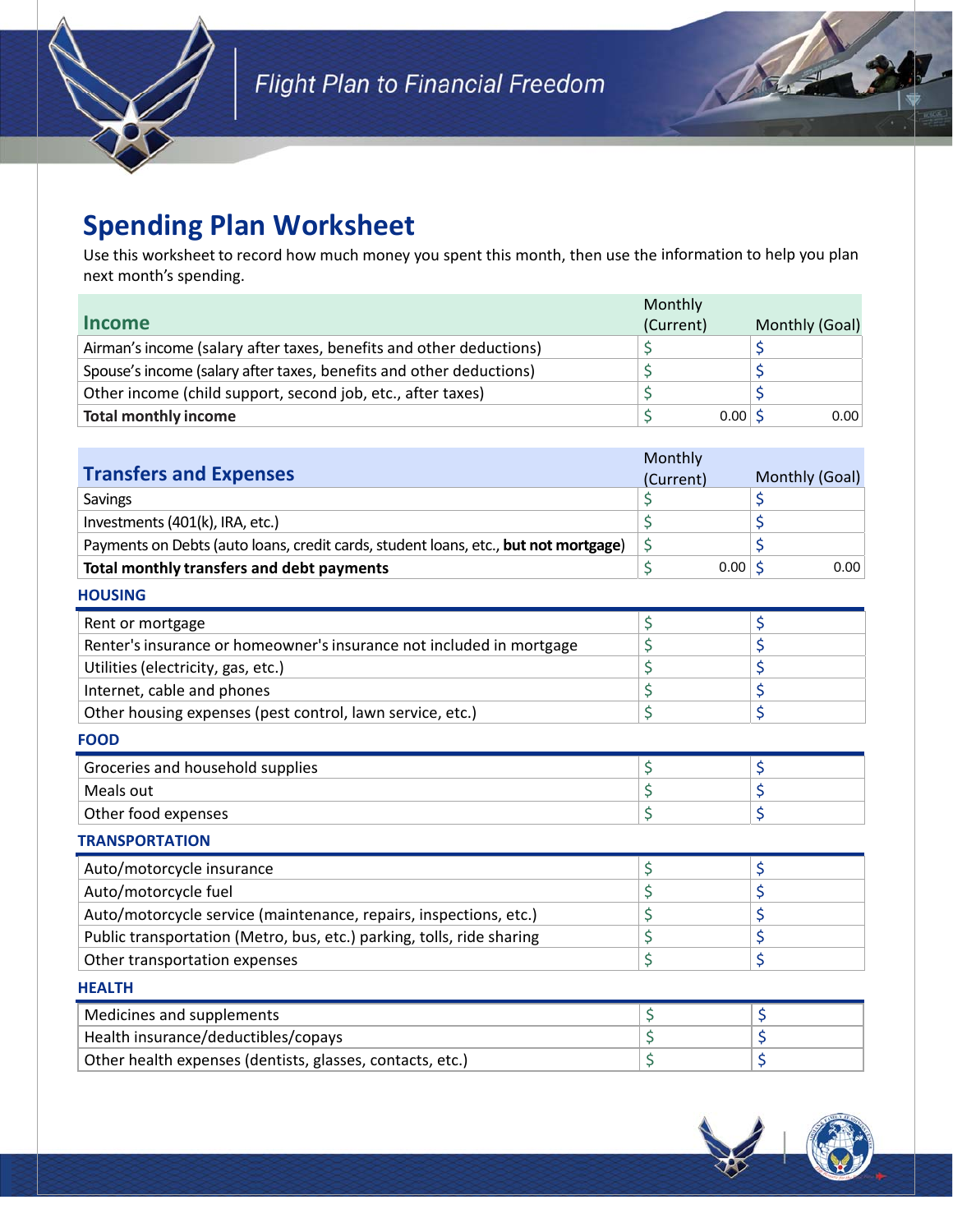Flight Plan to Financial Freedom

# Spending Plan Worksheet

Use this worksheet to record how much money you spent this month, then use the information to help you plan next month's spending.

| Income | Monthly (Current) | Monthly (Goal) |
|---|---|---|
| Airman's income (salary after taxes, benefits and other deductions) | $ | $ |
| Spouse's income (salary after taxes, benefits and other deductions) | $ | $ |
| Other income (child support, second job, etc., after taxes) | $ | $ |
| **Total monthly income** | $ 0.00 | $ 0.00 |

| Transfers and Expenses | Monthly (Current) | Monthly (Goal) |
|---|---|---|
| Savings | $ | $ |
| Investments (401(k), IRA, etc.) | $ | $ |
| Payments on Debts (auto loans, credit cards, student loans, etc., **but not mortgage**) | $ | $ |
| **Total monthly transfers and debt payments** | $ 0.00 | $ 0.00 |

**HOUSING**

| | | |
|---|---|---|
| Rent or mortgage | $ | $ |
| Renter's insurance or homeowner's insurance not included in mortgage | $ | $ |
| Utilities (electricity, gas, etc.) | $ | $ |
| Internet, cable and phones | $ | $ |
| Other housing expenses (pest control, lawn service, etc.) | $ | $ |

**FOOD**

| | | |
|---|---|---|
| Groceries and household supplies | $ | $ |
| Meals out | $ | $ |
| Other food expenses | $ | $ |

**TRANSPORTATION**

| | | |
|---|---|---|
| Auto/motorcycle insurance | $ | $ |
| Auto/motorcycle fuel | $ | $ |
| Auto/motorcycle service (maintenance, repairs, inspections, etc.) | $ | $ |
| Public transportation (Metro, bus, etc.) parking, tolls, ride sharing | $ | $ |
| Other transportation expenses | $ | $ |

**HEALTH**

| | | |
|---|---|---|
| Medicines and supplements | $ | $ |
| Health insurance/deductibles/copays | $ | $ |
| Other health expenses (dentists, glasses, contacts, etc.) | $ | $ |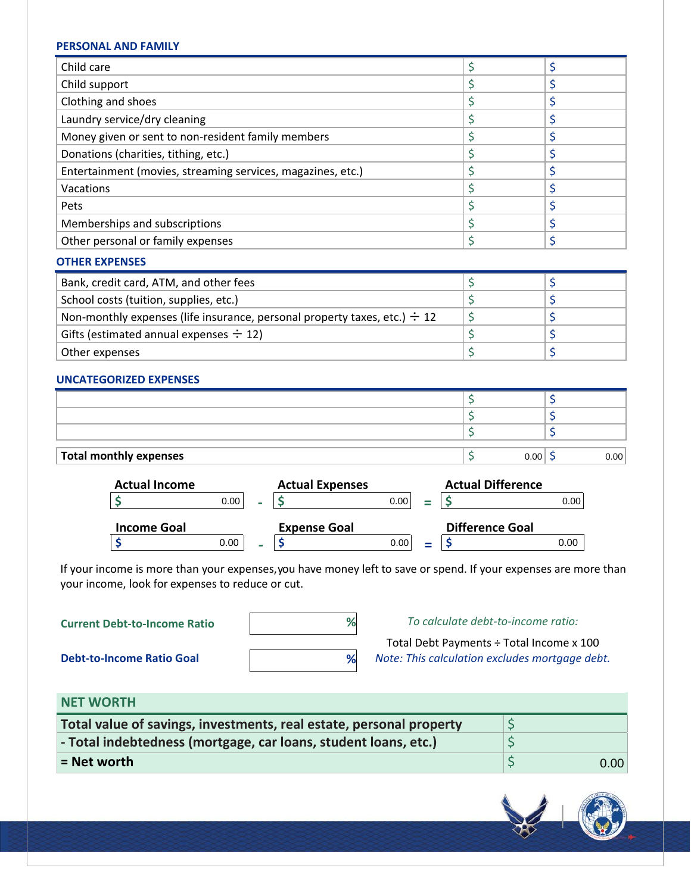### PERSONAL AND FAMILY

| | | |
|---|---|---|
| Child care | $ | $ |
| Child support | $ | $ |
| Clothing and shoes | $ | $ |
| Laundry service/dry cleaning | $ | $ |
| Money given or sent to non-resident family members | $ | $ |
| Donations (charities, tithing, etc.) | $ | $ |
| Entertainment (movies, streaming services, magazines, etc.) | $ | $ |
| Vacations | $ | $ |
| Pets | $ | $ |
| Memberships and subscriptions | $ | $ |
| Other personal or family expenses | $ | $ |

### OTHER EXPENSES

| | | |
|---|---|---|
| Bank, credit card, ATM, and other fees | $ | $ |
| School costs (tuition, supplies, etc.) | $ | $ |
| Non-monthly expenses (life insurance, personal property taxes, etc.) ÷ 12 | $ | $ |
| Gifts (estimated annual expenses ÷ 12) | $ | $ |
| Other expenses | $ | $ |

### UNCATEGORIZED EXPENSES

| | | |
|---|---|---|
| | $ | $ |
| | $ | $ |
| | $ | $ |
| **Total monthly expenses** | $ 0.00 | $ 0.00 |

| Actual Income | | Actual Expenses | | Actual Difference |
|---|---|---|---|---|
| $ 0.00 | - | $ 0.00 | = | $ 0.00 |
| **Income Goal** | | **Expense Goal** | | **Difference Goal** |
| $ 0.00 | - | $ 0.00 | = | $ 0.00 |

If your income is more than your expenses, you have money left to save or spend. If your expenses are more than your income, look for expenses to reduce or cut.

| | |
|---|---|
| **Current Debt-to-Income Ratio** | % |
| **Debt-to-Income Ratio Goal** | % |

*To calculate debt-to-income ratio:*

Total Debt Payments ÷ Total Income x 100

*Note: This calculation excludes mortgage debt.*

### NET WORTH

| | |
|---|---|
| **Total value of savings, investments, real estate, personal property** | $ |
| **- Total indebtedness (mortgage, car loans, student loans, etc.)** | $ |
| **= Net worth** | $ 0.00 |